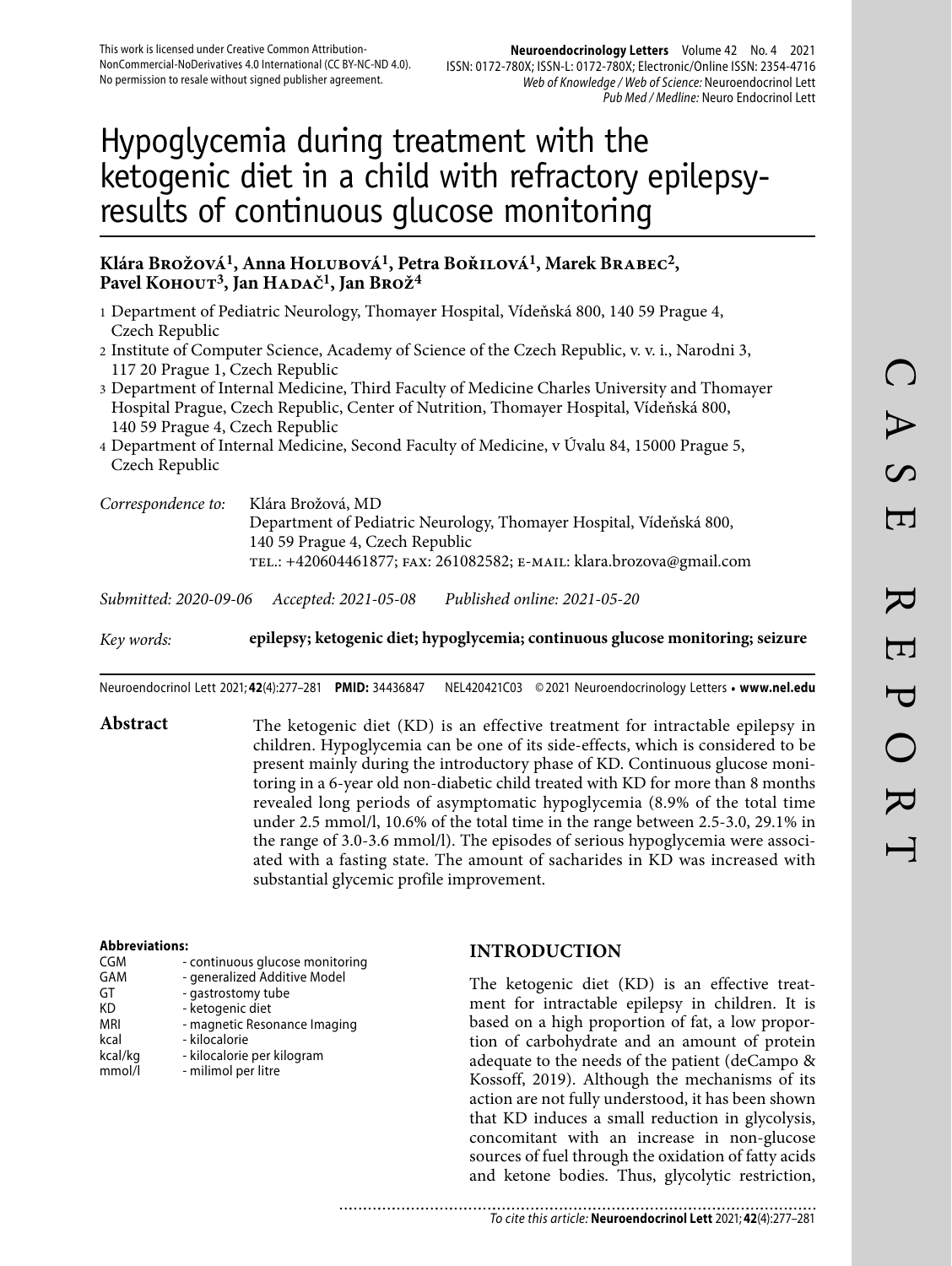This work is licensed under Creative Common Attribution-NonCommercial-NoDerivatives 4.0 International (CC BY-NC-ND 4.0). No permission to resale without signed publisher agreement.

**Neuroendocrinology Letters** Volume 42 No. 4 2021
ISSN: 0172-780X; ISSN-L: 0172-780X; Electronic/Online ISSN: 2354-4716
*Web of Knowledge / Web of Science:* Neuroendocrinol Lett
*Pub Med / Medline:* Neuro Endocrinol Lett

# Hypoglycemia during treatment with the ketogenic diet in a child with refractory epilepsy-results of continuous glucose monitoring

**Klára Brožová[1], Anna Holubová[1], Petra Bořilová[1], Marek Brabec[2], Pavel Kohout[3], Jan Hadač[1], Jan Brož[4]**

1 Department of Pediatric Neurology, Thomayer Hospital, Vídeňská 800, 140 59 Prague 4, Czech Republic
2 Institute of Computer Science, Academy of Science of the Czech Republic, v. v. i., Narodni 3, 117 20 Prague 1, Czech Republic
3 Department of Internal Medicine, Third Faculty of Medicine Charles University and Thomayer Hospital Prague, Czech Republic, Center of Nutrition, Thomayer Hospital, Vídeňská 800, 140 59 Prague 4, Czech Republic
4 Department of Internal Medicine, Second Faculty of Medicine, v Úvalu 84, 15000 Prague 5, Czech Republic

*Correspondence to:* Klára Brožová, MD
Department of Pediatric Neurology, Thomayer Hospital, Vídeňská 800, 140 59 Prague 4, Czech Republic
TEL.: +420604461877; FAX: 261082582; E-MAIL: klara.brozova@gmail.com

*Submitted: 2020-09-06* *Accepted: 2021-05-08* *Published online: 2021-05-20*

*Key words:* **epilepsy; ketogenic diet; hypoglycemia; continuous glucose monitoring; seizure**

Neuroendocrinol Lett 2021; **42**(4):277–281 **PMID:** 34436847 NEL420421C03 ©2021 Neuroendocrinology Letters • **www.nel.edu**

CASE REPORT

**Abstract**

The ketogenic diet (KD) is an effective treatment for intractable epilepsy in children. Hypoglycemia can be one of its side-effects, which is considered to be present mainly during the introductory phase of KD. Continuous glucose monitoring in a 6-year old non-diabetic child treated with KD for more than 8 months revealed long periods of asymptomatic hypoglycemia (8.9% of the total time under 2.5 mmol/l, 10.6% of the total time in the range between 2.5-3.0, 29.1% in the range of 3.0-3.6 mmol/l). The episodes of serious hypoglycemia were associated with a fasting state. The amount of sacharides in KD was increased with substantial glycemic profile improvement.

**Abbreviations:**

| | |
|---|---|
| CGM | - continuous glucose monitoring |
| GAM | - generalized Additive Model |
| GT | - gastrostomy tube |
| KD | - ketogenic diet |
| MRI | - magnetic Resonance Imaging |
| kcal | - kilocalorie |
| kcal/kg | - kilocalorie per kilogram |
| mmol/l | - milimol per litre |

## INTRODUCTION

The ketogenic diet (KD) is an effective treatment for intractable epilepsy in children. It is based on a high proportion of fat, a low proportion of carbohydrate and an amount of protein adequate to the needs of the patient (deCampo & Kossoff, 2019). Although the mechanisms of its action are not fully understood, it has been shown that KD induces a small reduction in glycolysis, concomitant with an increase in non-glucose sources of fuel through the oxidation of fatty acids and ketone bodies. Thus, glycolytic restriction,

*To cite this article:* **Neuroendocrinol Lett** 2021; **42**(4):277–281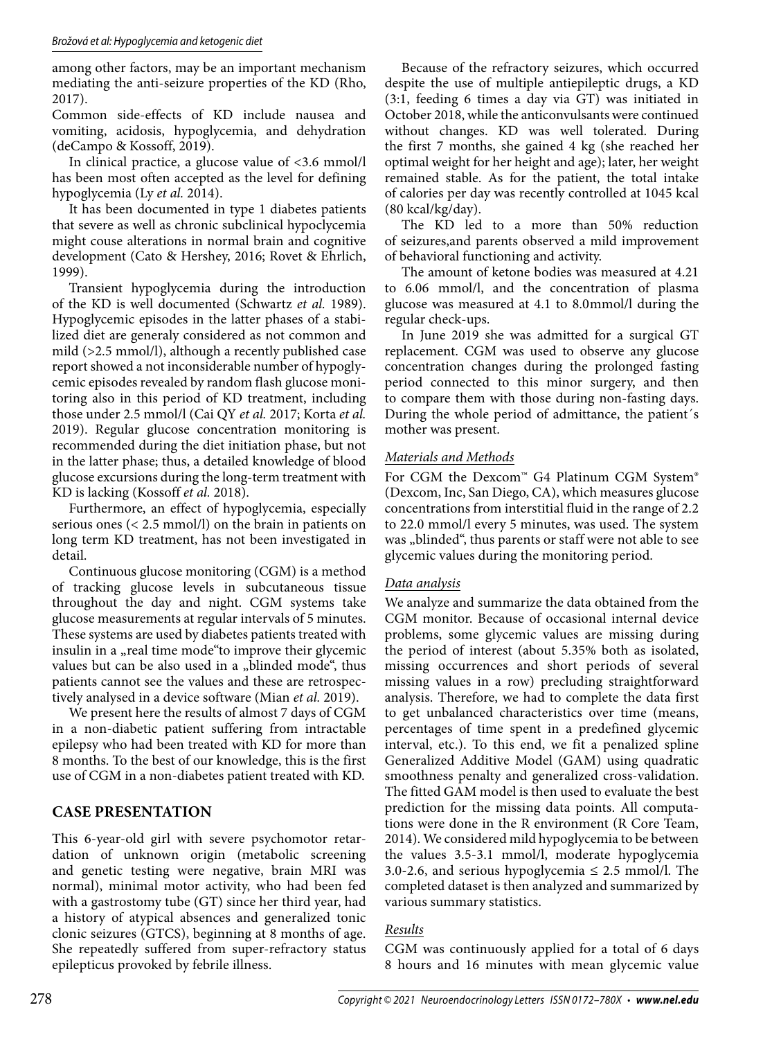among other factors, may be an important mechanism mediating the anti-seizure properties of the KD (Rho, 2017).

Common side-effects of KD include nausea and vomiting, acidosis, hypoglycemia, and dehydration (deCampo & Kossoff, 2019).

In clinical practice, a glucose value of <3.6 mmol/l has been most often accepted as the level for defining hypoglycemia (Ly *et al.* 2014).

It has been documented in type 1 diabetes patients that severe as well as chronic subclinical hypoclycemia might couse alterations in normal brain and cognitive development (Cato & Hershey, 2016; Rovet & Ehrlich, 1999).

Transient hypoglycemia during the introduction of the KD is well documented (Schwartz *et al.* 1989). Hypoglycemic episodes in the latter phases of a stabilized diet are generaly considered as not common and mild (>2.5 mmol/l), although a recently published case report showed a not inconsiderable number of hypoglycemic episodes revealed by random flash glucose monitoring also in this period of KD treatment, including those under 2.5 mmol/l (Cai QY *et al.* 2017; Korta *et al.* 2019). Regular glucose concentration monitoring is recommended during the diet initiation phase, but not in the latter phase; thus, a detailed knowledge of blood glucose excursions during the long-term treatment with KD is lacking (Kossoff *et al.* 2018).

Furthermore, an effect of hypoglycemia, especially serious ones (< 2.5 mmol/l) on the brain in patients on long term KD treatment, has not been investigated in detail.

Continuous glucose monitoring (CGM) is a method of tracking glucose levels in subcutaneous tissue throughout the day and night. CGM systems take glucose measurements at regular intervals of 5 minutes. These systems are used by diabetes patients treated with insulin in a „real time mode"to improve their glycemic values but can be also used in a „blinded mode", thus patients cannot see the values and these are retrospectively analysed in a device software (Mian *et al.* 2019).

We present here the results of almost 7 days of CGM in a non-diabetic patient suffering from intractable epilepsy who had been treated with KD for more than 8 months. To the best of our knowledge, this is the first use of CGM in a non-diabetes patient treated with KD.

## CASE PRESENTATION

This 6-year-old girl with severe psychomotor retardation of unknown origin (metabolic screening and genetic testing were negative, brain MRI was normal), minimal motor activity, who had been fed with a gastrostomy tube (GT) since her third year, had a history of atypical absences and generalized tonic clonic seizures (GTCS), beginning at 8 months of age. She repeatedly suffered from super-refractory status epilepticus provoked by febrile illness.

Because of the refractory seizures, which occurred despite the use of multiple antiepileptic drugs, a KD (3:1, feeding 6 times a day via GT) was initiated in October 2018, while the anticonvulsants were continued without changes. KD was well tolerated. During the first 7 months, she gained 4 kg (she reached her optimal weight for her height and age); later, her weight remained stable. As for the patient, the total intake of calories per day was recently controlled at 1045 kcal (80 kcal/kg/day).

The KD led to a more than 50% reduction of seizures,and parents observed a mild improvement of behavioral functioning and activity.

The amount of ketone bodies was measured at 4.21 to 6.06 mmol/l, and the concentration of plasma glucose was measured at 4.1 to 8.0mmol/l during the regular check-ups.

In June 2019 she was admitted for a surgical GT replacement. CGM was used to observe any glucose concentration changes during the prolonged fasting period connected to this minor surgery, and then to compare them with those during non-fasting days. During the whole period of admittance, the patient´s mother was present.

### *Materials and Methods*

For CGM the Dexcom™ G4 Platinum CGM System® (Dexcom, Inc, San Diego, CA), which measures glucose concentrations from interstitial fluid in the range of 2.2 to 22.0 mmol/l every 5 minutes, was used. The system was „blinded", thus parents or staff were not able to see glycemic values during the monitoring period.

### *Data analysis*

We analyze and summarize the data obtained from the CGM monitor. Because of occasional internal device problems, some glycemic values are missing during the period of interest (about 5.35% both as isolated, missing occurrences and short periods of several missing values in a row) precluding straightforward analysis. Therefore, we had to complete the data first to get unbalanced characteristics over time (means, percentages of time spent in a predefined glycemic interval, etc.). To this end, we fit a penalized spline Generalized Additive Model (GAM) using quadratic smoothness penalty and generalized cross-validation. The fitted GAM model is then used to evaluate the best prediction for the missing data points. All computations were done in the R environment (R Core Team, 2014). We considered mild hypoglycemia to be between the values 3.5-3.1 mmol/l, moderate hypoglycemia 3.0-2.6, and serious hypoglycemia ≤ 2.5 mmol/l. The completed dataset is then analyzed and summarized by various summary statistics.

### *Results*

CGM was continuously applied for a total of 6 days 8 hours and 16 minutes with mean glycemic value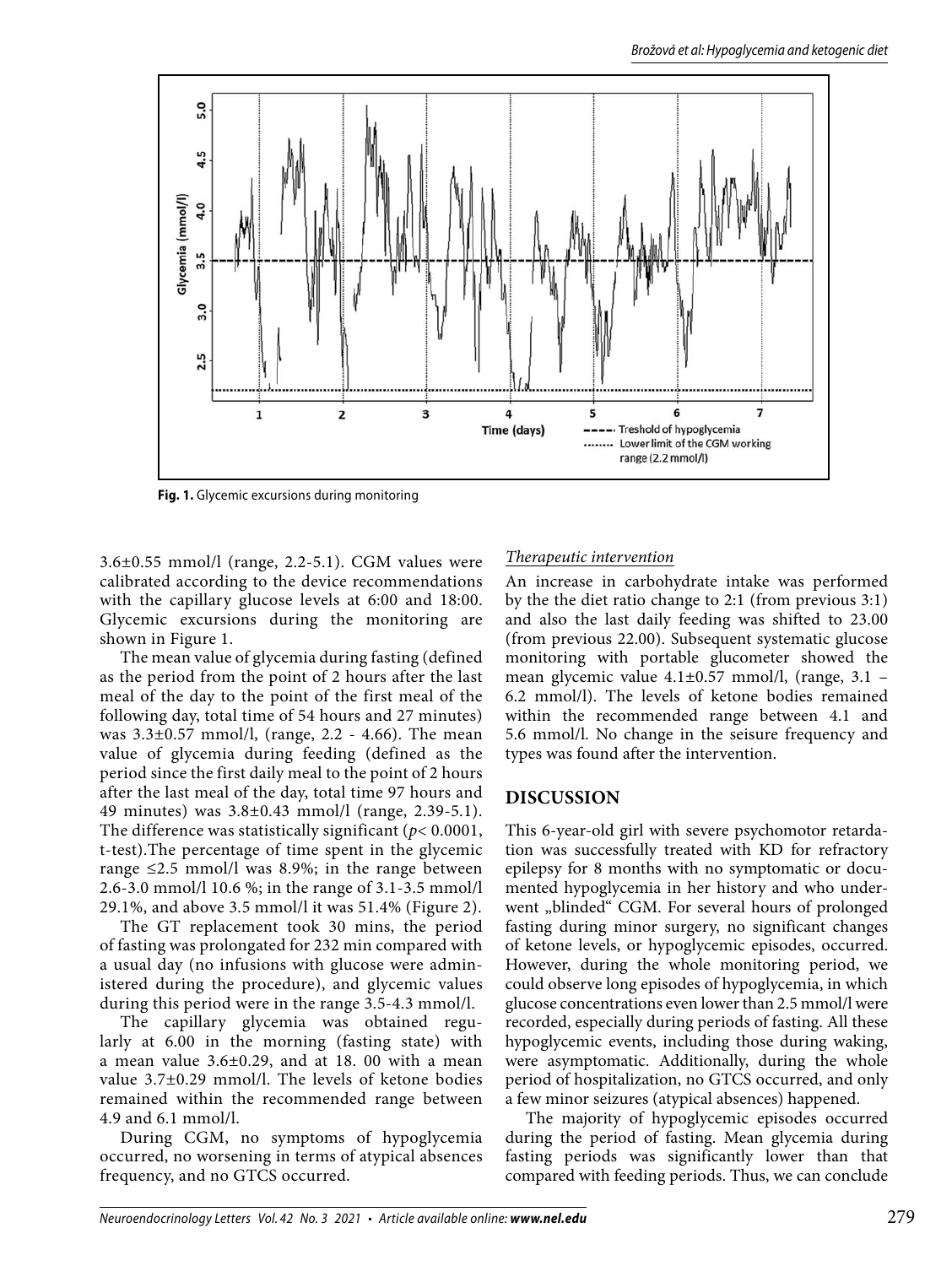Fig. 1. Glycemic excursions during monitoring

3.6±0.55 mmol/l (range, 2.2-5.1). CGM values were calibrated according to the device recommendations with the capillary glucose levels at 6:00 and 18:00. Glycemic excursions during the monitoring are shown in Figure 1.

The mean value of glycemia during fasting (defined as the period from the point of 2 hours after the last meal of the day to the point of the first meal of the following day, total time of 54 hours and 27 minutes) was 3.3±0.57 mmol/l, (range, 2.2 - 4.66). The mean value of glycemia during feeding (defined as the period since the first daily meal to the point of 2 hours after the last meal of the day, total time 97 hours and 49 minutes) was 3.8±0.43 mmol/l (range, 2.39-5.1). The difference was statistically significant ($p < 0.0001$, t-test).The percentage of time spent in the glycemic range ≤2.5 mmol/l was 8.9%; in the range between 2.6-3.0 mmol/l 10.6 %; in the range of 3.1-3.5 mmol/l 29.1%, and above 3.5 mmol/l it was 51.4% (Figure 2).

The GT replacement took 30 mins, the period of fasting was prolongated for 232 min compared with a usual day (no infusions with glucose were administered during the procedure), and glycemic values during this period were in the range 3.5-4.3 mmol/l.

The capillary glycemia was obtained regularly at 6.00 in the morning (fasting state) with a mean value 3.6±0.29, and at 18. 00 with a mean value 3.7±0.29 mmol/l. The levels of ketone bodies remained within the recommended range between 4.9 and 6.1 mmol/l.

During CGM, no symptoms of hypoglycemia occurred, no worsening in terms of atypical absences frequency, and no GTCS occurred.

*Therapeutic intervention*

An increase in carbohydrate intake was performed by the the diet ratio change to 2:1 (from previous 3:1) and also the last daily feeding was shifted to 23.00 (from previous 22.00). Subsequent systematic glucose monitoring with portable glucometer showed the mean glycemic value 4.1±0.57 mmol/l, (range, 3.1 – 6.2 mmol/l). The levels of ketone bodies remained within the recommended range between 4.1 and 5.6 mmol/l. No change in the seisure frequency and types was found after the intervention.

## DISCUSSION

This 6-year-old girl with severe psychomotor retardation was successfully treated with KD for refractory epilepsy for 8 months with no symptomatic or documented hypoglycemia in her history and who underwent „blinded" CGM. For several hours of prolonged fasting during minor surgery, no significant changes of ketone levels, or hypoglycemic episodes, occurred. However, during the whole monitoring period, we could observe long episodes of hypoglycemia, in which glucose concentrations even lower than 2.5 mmol/l were recorded, especially during periods of fasting. All these hypoglycemic events, including those during waking, were asymptomatic. Additionally, during the whole period of hospitalization, no GTCS occurred, and only a few minor seizures (atypical absences) happened.

The majority of hypoglycemic episodes occurred during the period of fasting. Mean glycemia during fasting periods was significantly lower than that compared with feeding periods. Thus, we can conclude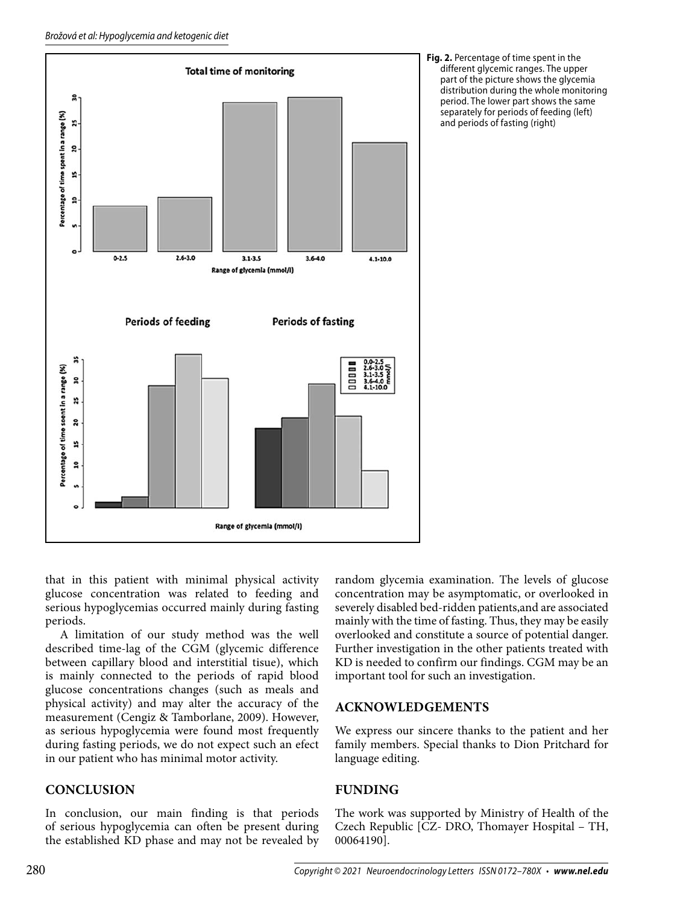**Fig. 2.** Percentage of time spent in the different glycemic ranges. The upper part of the picture shows the glycemia distribution during the whole monitoring period. The lower part shows the same separately for periods of feeding (left) and periods of fasting (right)

that in this patient with minimal physical activity glucose concentration was related to feeding and serious hypoglycemias occurred mainly during fasting periods.

A limitation of our study method was the well described time-lag of the CGM (glycemic difference between capillary blood and interstitial tissue), which is mainly connected to the periods of rapid blood glucose concentrations changes (such as meals and physical activity) and may alter the accuracy of the measurement (Cengiz & Tamborlane, 2009). However, as serious hypoglycemia were found most frequently during fasting periods, we do not expect such an efect in our patient who has minimal motor activity.

## CONCLUSION

In conclusion, our main finding is that periods of serious hypoglycemia can often be present during the established KD phase and may not be revealed by random glycemia examination. The levels of glucose concentration may be asymptomatic, or overlooked in severely disabled bed-ridden patients,and are associated mainly with the time of fasting. Thus, they may be easily overlooked and constitute a source of potential danger. Further investigation in the other patients treated with KD is needed to confirm our findings. CGM may be an important tool for such an investigation.

## ACKNOWLEDGEMENTS

We express our sincere thanks to the patient and her family members. Special thanks to Dion Pritchard for language editing.

## FUNDING

The work was supported by Ministry of Health of the Czech Republic [CZ- DRO, Thomayer Hospital – TH, 00064190].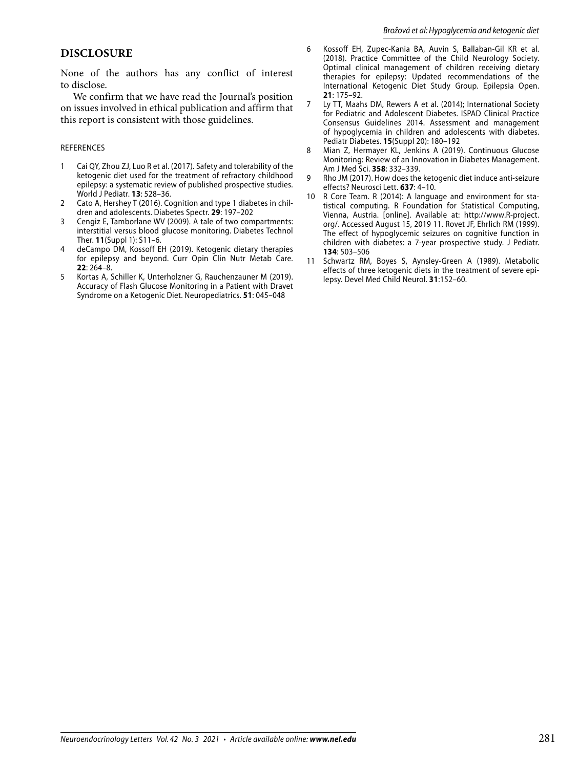## DISCLOSURE

None of the authors has any conflict of interest to disclose.

We confirm that we have read the Journal's position on issues involved in ethical publication and affirm that this report is consistent with those guidelines.

REFERENCES

1. Cai QY, Zhou ZJ, Luo R et al. (2017). Safety and tolerability of the ketogenic diet used for the treatment of refractory childhood epilepsy: a systematic review of published prospective studies. World J Pediatr. **13**: 528–36.
2. Cato A, Hershey T (2016). Cognition and type 1 diabetes in children and adolescents. Diabetes Spectr. **29**: 197–202
3. Cengiz E, Tamborlane WV (2009). A tale of two compartments: interstitial versus blood glucose monitoring. Diabetes Technol Ther. **11**(Suppl 1): S11–6.
4. deCampo DM, Kossoff EH (2019). Ketogenic dietary therapies for epilepsy and beyond. Curr Opin Clin Nutr Metab Care. **22**: 264–8.
5. Kortas A, Schiller K, Unterholzner G, Rauchenzauner M (2019). Accuracy of Flash Glucose Monitoring in a Patient with Dravet Syndrome on a Ketogenic Diet. Neuropediatrics. **51**: 045–048
6. Kossoff EH, Zupec-Kania BA, Auvin S, Ballaban-Gil KR et al. (2018). Practice Committee of the Child Neurology Society. Optimal clinical management of children receiving dietary therapies for epilepsy: Updated recommendations of the International Ketogenic Diet Study Group. Epilepsia Open. **21**: 175–92.
7. Ly TT, Maahs DM, Rewers A et al. (2014); International Society for Pediatric and Adolescent Diabetes. ISPAD Clinical Practice Consensus Guidelines 2014. Assessment and management of hypoglycemia in children and adolescents with diabetes. Pediatr Diabetes. **15**(Suppl 20): 180–192
8. Mian Z, Hermayer KL, Jenkins A (2019). Continuous Glucose Monitoring: Review of an Innovation in Diabetes Management. Am J Med Sci. **358**: 332–339.
9. Rho JM (2017). How does the ketogenic diet induce anti-seizure effects? Neurosci Lett. **637**: 4–10.
10. R Core Team. R (2014): A language and environment for statistical computing. R Foundation for Statistical Computing, Vienna, Austria. [online]. Available at: http://www.R-project.org/. Accessed August 15, 2019 11. Rovet JF, Ehrlich RM (1999). The effect of hypoglycemic seizures on cognitive function in children with diabetes: a 7-year prospective study. J Pediatr. **134**: 503–506
11. Schwartz RM, Boyes S, Aynsley-Green A (1989). Metabolic effects of three ketogenic diets in the treatment of severe epilepsy. Devel Med Child Neurol. **31**:152–60.